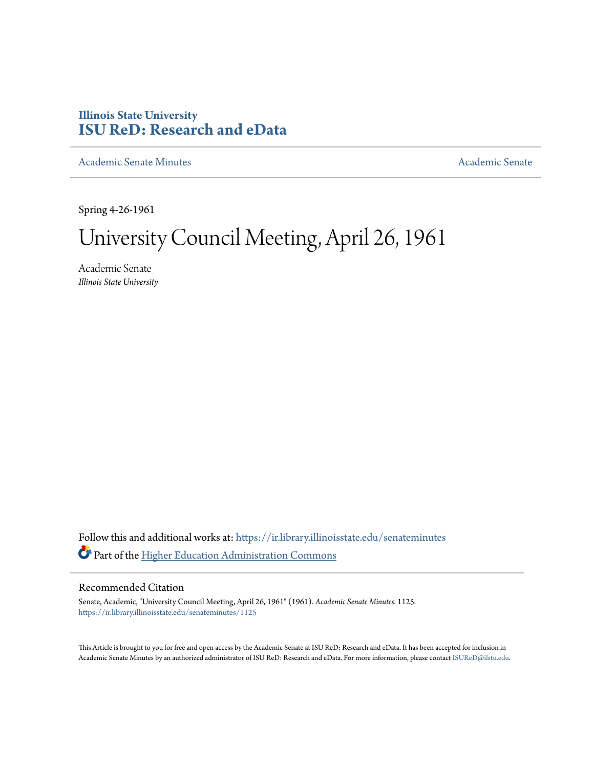Illinois State University

# ISU ReD: Research and eData

Academic Senate Minutes

Academic Senate

Spring 4-26-1961

# University Council Meeting, April 26, 1961

Academic Senate

*Illinois State University*

Follow this and additional works at: https://ir.library.illinoisstate.edu/senateminutes

Part of the Higher Education Administration Commons

## Recommended Citation

Senate, Academic, "University Council Meeting, April 26, 1961" (1961). *Academic Senate Minutes*. 1125.
https://ir.library.illinoisstate.edu/senateminutes/1125

This Article is brought to you for free and open access by the Academic Senate at ISU ReD: Research and eData. It has been accepted for inclusion in Academic Senate Minutes by an authorized administrator of ISU ReD: Research and eData. For more information, please contact ISUReD@ilstu.edu.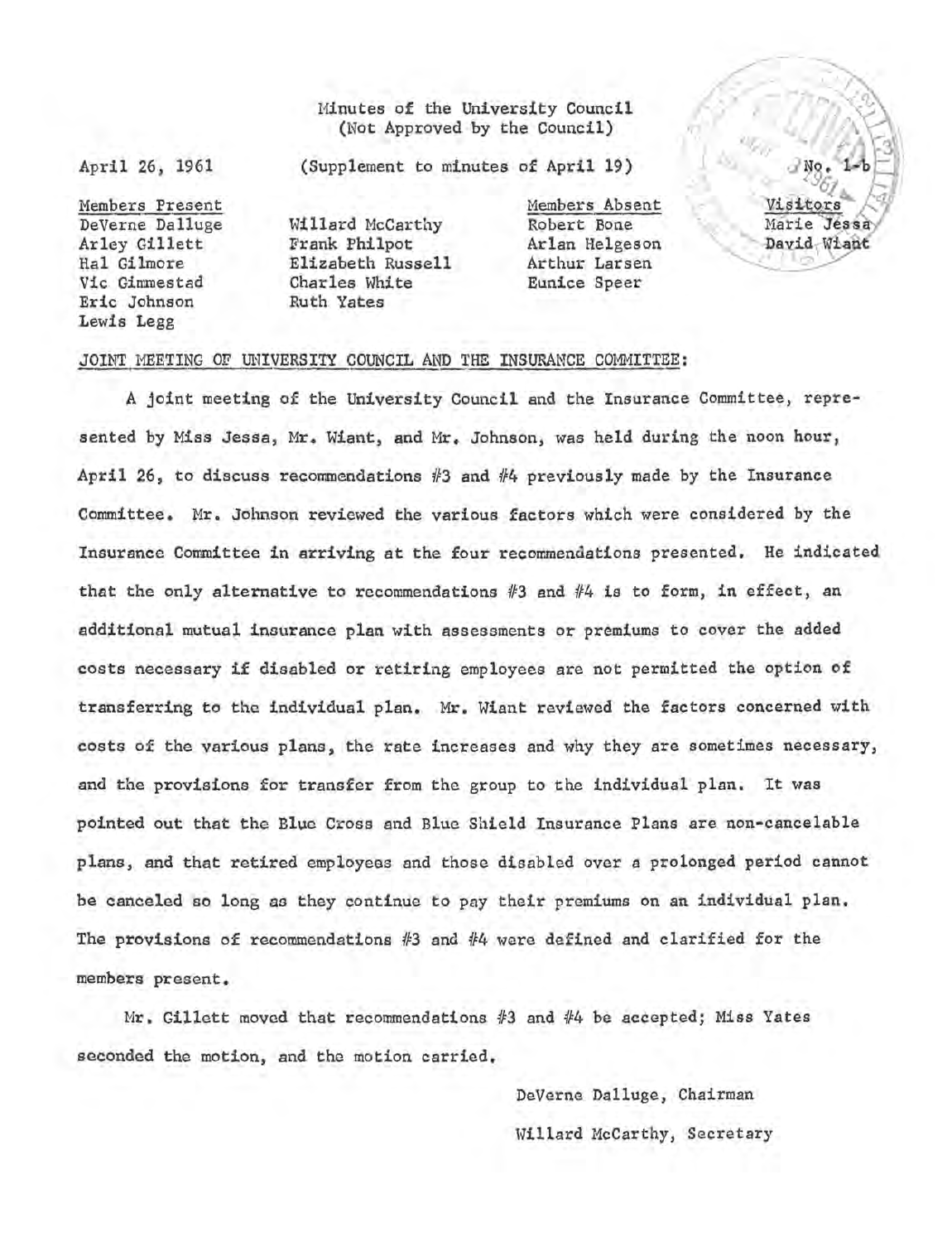Minutes of the University Council
(Not Approved by the Council)

April 26, 1961

(Supplement to minutes of April 19)

No. 1-b

| Members Present | | Members Absent | Visitors |
|---|---|---|---|
| DeVerne Dalluge | Willard McCarthy | Robert Bone | Marie Jessa |
| Arley Gillett | Frank Philpot | Arlan Helgeson | David Wiant |
| Hal Gilmore | Elizabeth Russell | Arthur Larsen | |
| Vic Gimmestad | Charles White | Eunice Speer | |
| Eric Johnson | Ruth Yates | | |
| Lewis Legg | | | |

JOINT MEETING OF UNIVERSITY COUNCIL AND THE INSURANCE COMMITTEE:

A joint meeting of the University Council and the Insurance Committee, represented by Miss Jessa, Mr. Wiant, and Mr. Johnson, was held during the noon hour, April 26, to discuss recommendations #3 and #4 previously made by the Insurance Committee. Mr. Johnson reviewed the various factors which were considered by the Insurance Committee in arriving at the four recommendations presented. He indicated that the only alternative to recommendations #3 and #4 is to form, in effect, an additional mutual insurance plan with assessments or premiums to cover the added costs necessary if disabled or retiring employees are not permitted the option of transferring to the individual plan. Mr. Wiant reviewed the factors concerned with costs of the various plans, the rate increases and why they are sometimes necessary, and the provisions for transfer from the group to the individual plan. It was pointed out that the Blue Cross and Blue Shield Insurance Plans are non-cancelable plans, and that retired employees and those disabled over a prolonged period cannot be canceled so long as they continue to pay their premiums on an individual plan. The provisions of recommendations #3 and #4 were defined and clarified for the members present.

Mr. Gillett moved that recommendations #3 and #4 be accepted; Miss Yates seconded the motion, and the motion carried.

DeVerne Dalluge, Chairman

Willard McCarthy, Secretary